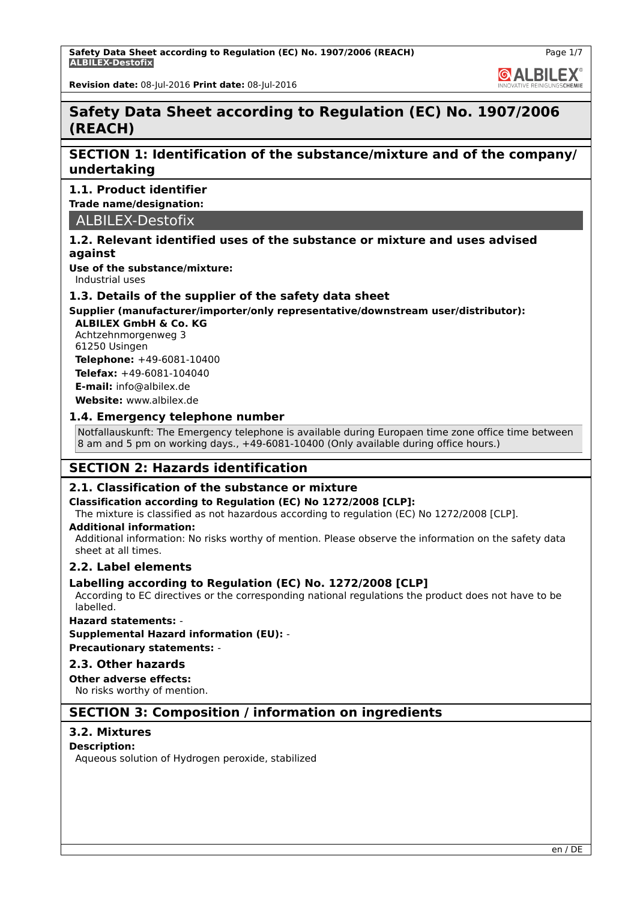# Safety Data Sheet according to Regulation (EC) No. 1907/2006 (REACH)

## SECTION 1: Identification of the substance/mixture and of the company/ undertaking

### 1.1. Product identifier

**Trade name/designation:**

ALBILEX-Destofix

### 1.2. Relevant identified uses of the substance or mixture and uses advised against

**Use of the substance/mixture:**

Industrial uses

### 1.3. Details of the supplier of the safety data sheet

**Supplier (manufacturer/importer/only representative/downstream user/distributor):**

**ALBILEX GmbH & Co. KG**
Achtzehnmorgenweg 3
61250 Usingen
**Telephone:** +49-6081-10400
**Telefax:** +49-6081-104040
**E-mail:** info@albilex.de
**Website:** www.albilex.de

### 1.4. Emergency telephone number

Notfallauskunft: The Emergency telephone is available during Europaen time zone office time between 8 am and 5 pm on working days., +49-6081-10400 (Only available during office hours.)

## SECTION 2: Hazards identification

### 2.1. Classification of the substance or mixture

**Classification according to Regulation (EC) No 1272/2008 [CLP]:**

The mixture is classified as not hazardous according to regulation (EC) No 1272/2008 [CLP].

**Additional information:**

Additional information: No risks worthy of mention. Please observe the information on the safety data sheet at all times.

### 2.2. Label elements

**Labelling according to Regulation (EC) No. 1272/2008 [CLP]**

According to EC directives or the corresponding national regulations the product does not have to be labelled.

**Hazard statements:** -

**Supplemental Hazard information (EU):** -

**Precautionary statements:** -

### 2.3. Other hazards

**Other adverse effects:**

No risks worthy of mention.

## SECTION 3: Composition / information on ingredients

### 3.2. Mixtures

**Description:**

Aqueous solution of Hydrogen peroxide, stabilized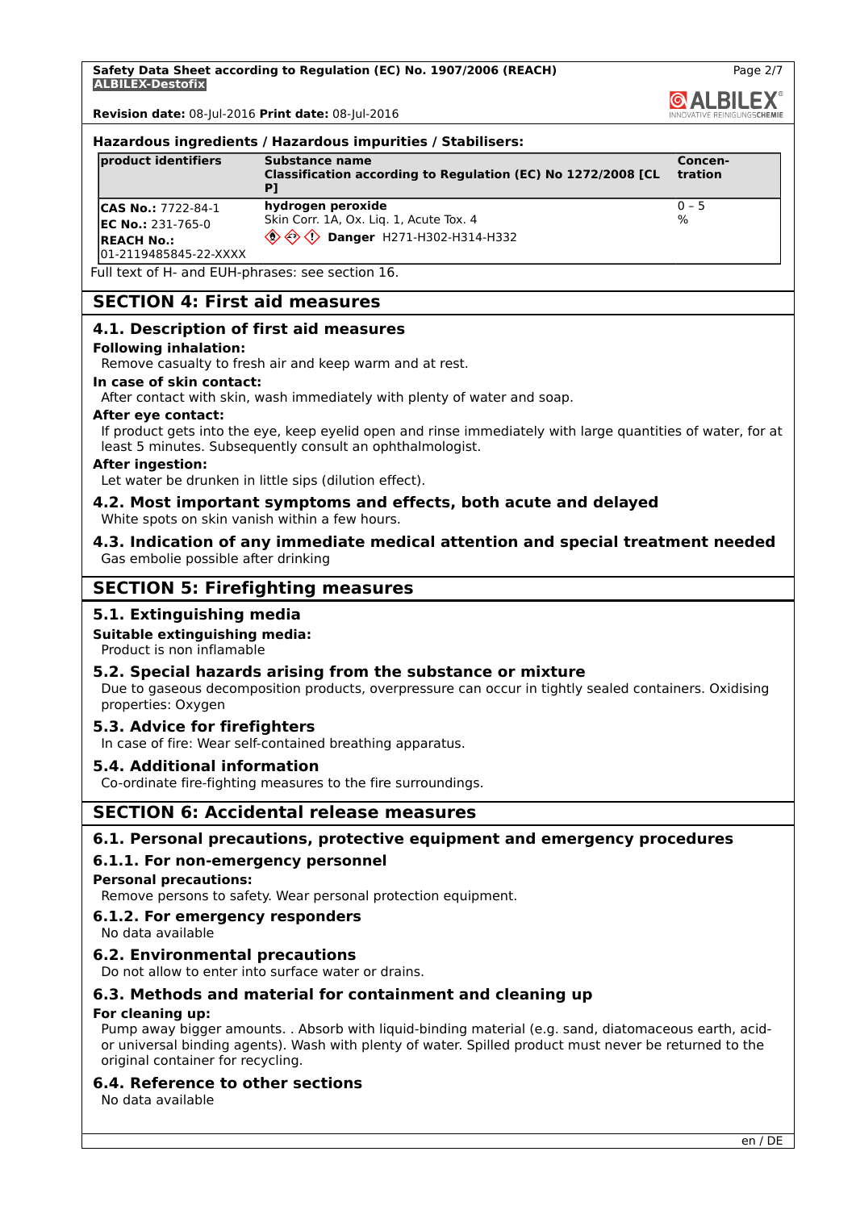**Hazardous ingredients / Hazardous impurities / Stabilisers:**

| product identifiers | Substance name<br>Classification according to Regulation (EC) No 1272/2008 [CLP] | Concen-tration |
|---|---|---|
| **CAS No.:** 7722-84-1<br>**EC No.:** 231-765-0<br>**REACH No.:** 01-2119485845-22-XXXX | **hydrogen peroxide**<br>Skin Corr. 1A, Ox. Liq. 1, Acute Tox. 4<br>**Danger** H271-H302-H314-H332 | 0 – 5 % |

Full text of H- and EUH-phrases: see section 16.

## SECTION 4: First aid measures

### 4.1. Description of first aid measures

**Following inhalation:**

Remove casualty to fresh air and keep warm and at rest.

**In case of skin contact:**

After contact with skin, wash immediately with plenty of water and soap.

**After eye contact:**

If product gets into the eye, keep eyelid open and rinse immediately with large quantities of water, for at least 5 minutes. Subsequently consult an ophthalmologist.

**After ingestion:**

Let water be drunken in little sips (dilution effect).

### 4.2. Most important symptoms and effects, both acute and delayed

White spots on skin vanish within a few hours.

### 4.3. Indication of any immediate medical attention and special treatment needed

Gas embolie possible after drinking

## SECTION 5: Firefighting measures

### 5.1. Extinguishing media

**Suitable extinguishing media:**

Product is non inflamable

### 5.2. Special hazards arising from the substance or mixture

Due to gaseous decomposition products, overpressure can occur in tightly sealed containers. Oxidising properties: Oxygen

### 5.3. Advice for firefighters

In case of fire: Wear self-contained breathing apparatus.

### 5.4. Additional information

Co-ordinate fire-fighting measures to the fire surroundings.

## SECTION 6: Accidental release measures

### 6.1. Personal precautions, protective equipment and emergency procedures

#### 6.1.1. For non-emergency personnel

**Personal precautions:**

Remove persons to safety. Wear personal protection equipment.

#### 6.1.2. For emergency responders

No data available

### 6.2. Environmental precautions

Do not allow to enter into surface water or drains.

### 6.3. Methods and material for containment and cleaning up

**For cleaning up:**

Pump away bigger amounts. . Absorb with liquid-binding material (e.g. sand, diatomaceous earth, acid- or universal binding agents). Wash with plenty of water. Spilled product must never be returned to the original container for recycling.

### 6.4. Reference to other sections

No data available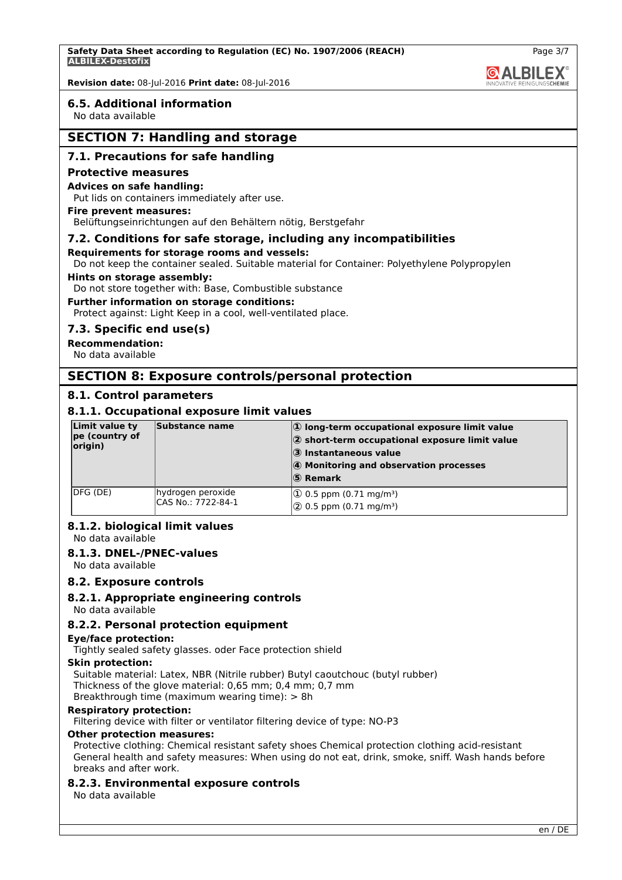### 6.5. Additional information

No data available

## SECTION 7: Handling and storage

### 7.1. Precautions for safe handling

**Protective measures**

**Advices on safe handling:**

Put lids on containers immediately after use.

**Fire prevent measures:**

Belüftungseinrichtungen auf den Behältern nötig, Berstgefahr

### 7.2. Conditions for safe storage, including any incompatibilities

**Requirements for storage rooms and vessels:**

Do not keep the container sealed. Suitable material for Container: Polyethylene Polypropylen

**Hints on storage assembly:**

Do not store together with: Base, Combustible substance

**Further information on storage conditions:**

Protect against: Light Keep in a cool, well-ventilated place.

### 7.3. Specific end use(s)

**Recommendation:**

No data available

## SECTION 8: Exposure controls/personal protection

### 8.1. Control parameters

### 8.1.1. Occupational exposure limit values

| Limit value type (country of origin) | Substance name | ① long-term occupational exposure limit value<br>② short-term occupational exposure limit value<br>③ Instantaneous value<br>④ Monitoring and observation processes<br>⑤ Remark |
|---|---|---|
| DFG (DE) | hydrogen peroxide<br>CAS No.: 7722-84-1 | ① 0.5 ppm (0.71 mg/m³)<br>② 0.5 ppm (0.71 mg/m³) |

### 8.1.2. biological limit values

No data available

### 8.1.3. DNEL-/PNEC-values

No data available

### 8.2. Exposure controls

### 8.2.1. Appropriate engineering controls

No data available

### 8.2.2. Personal protection equipment

**Eye/face protection:**

Tightly sealed safety glasses. oder Face protection shield

**Skin protection:**

Suitable material: Latex, NBR (Nitrile rubber) Butyl caoutchouc (butyl rubber)
Thickness of the glove material: 0,65 mm; 0,4 mm; 0,7 mm
Breakthrough time (maximum wearing time): > 8h

**Respiratory protection:**

Filtering device with filter or ventilator filtering device of type: NO-P3

**Other protection measures:**

Protective clothing: Chemical resistant safety shoes Chemical protection clothing acid-resistant
General health and safety measures: When using do not eat, drink, smoke, sniff. Wash hands before breaks and after work.

### 8.2.3. Environmental exposure controls

No data available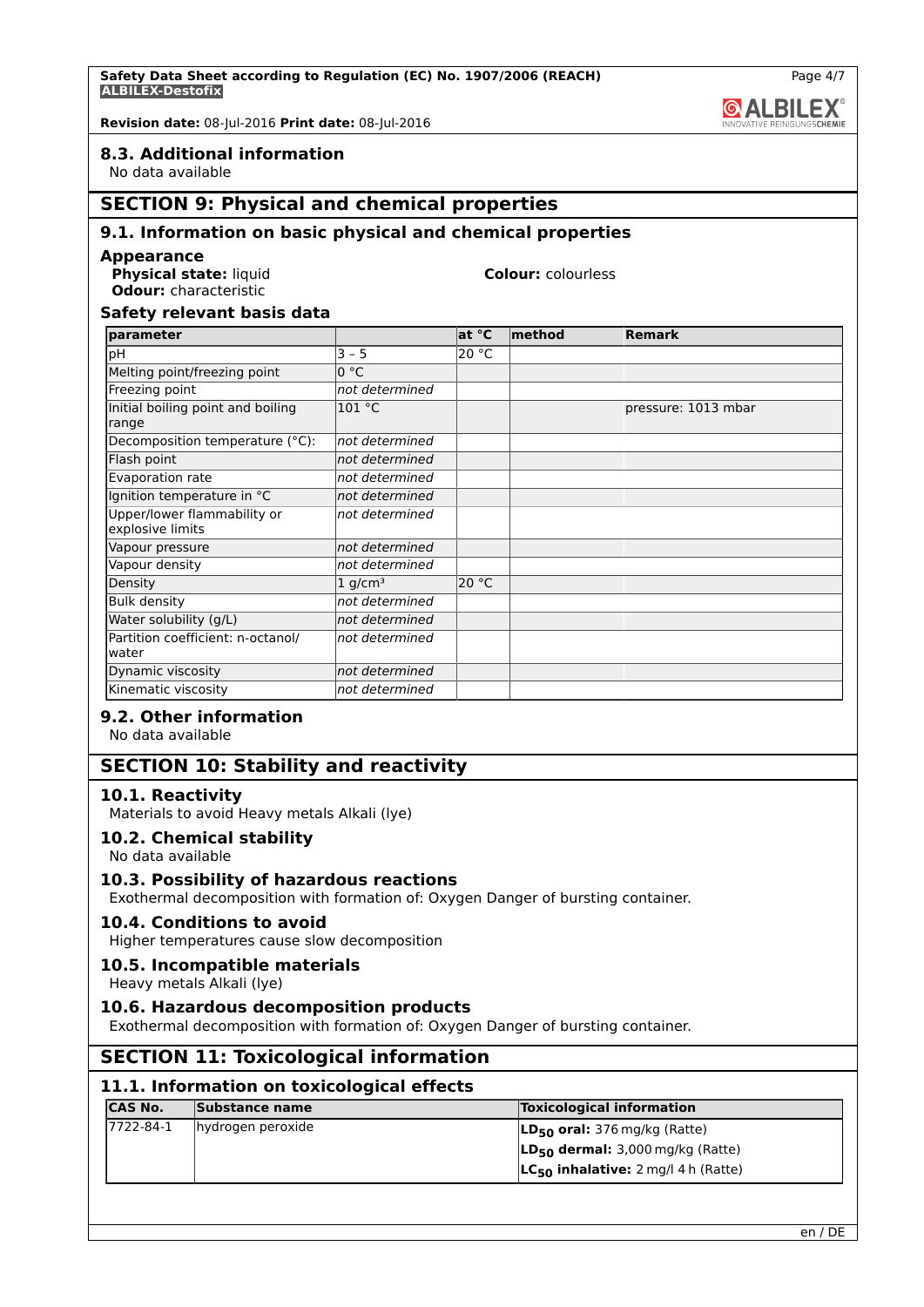### 8.3. Additional information

No data available

## SECTION 9: Physical and chemical properties

### 9.1. Information on basic physical and chemical properties

**Appearance**

**Physical state:** liquid

**Colour:** colourless

**Odour:** characteristic

**Safety relevant basis data**

| parameter | | at °C | method | Remark |
|---|---|---|---|---|
| pH | 3 – 5 | 20 °C | | |
| Melting point/freezing point | 0 °C | | | |
| Freezing point | *not determined* | | | |
| Initial boiling point and boiling range | 101 °C | | | pressure: 1013 mbar |
| Decomposition temperature (°C): | *not determined* | | | |
| Flash point | *not determined* | | | |
| Evaporation rate | *not determined* | | | |
| Ignition temperature in °C | *not determined* | | | |
| Upper/lower flammability or explosive limits | *not determined* | | | |
| Vapour pressure | *not determined* | | | |
| Vapour density | *not determined* | | | |
| Density | 1 $g/cm^3$ | 20 °C | | |
| Bulk density | *not determined* | | | |
| Water solubility (g/L) | *not determined* | | | |
| Partition coefficient: n-octanol/water | *not determined* | | | |
| Dynamic viscosity | *not determined* | | | |
| Kinematic viscosity | *not determined* | | | |

### 9.2. Other information

No data available

## SECTION 10: Stability and reactivity

### 10.1. Reactivity

Materials to avoid Heavy metals Alkali (lye)

### 10.2. Chemical stability

No data available

### 10.3. Possibility of hazardous reactions

Exothermal decomposition with formation of: Oxygen Danger of bursting container.

### 10.4. Conditions to avoid

Higher temperatures cause slow decomposition

### 10.5. Incompatible materials

Heavy metals Alkali (lye)

### 10.6. Hazardous decomposition products

Exothermal decomposition with formation of: Oxygen Danger of bursting container.

## SECTION 11: Toxicological information

### 11.1. Information on toxicological effects

| CAS No. | Substance name | Toxicological information |
|---|---|---|
| 7722-84-1 | hydrogen peroxide | **$LD_{50}$ oral:** 376 mg/kg (Ratte)<br>**$LD_{50}$ dermal:** 3,000 mg/kg (Ratte)<br>**$LC_{50}$ inhalative:** 2 mg/l 4 h (Ratte) |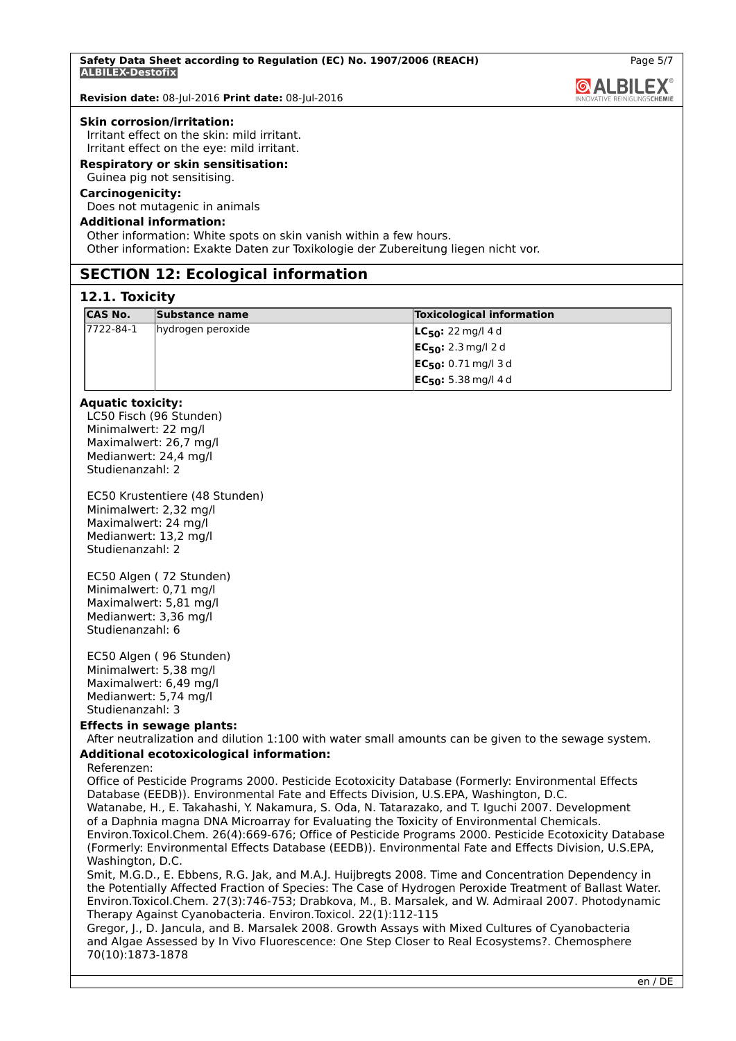**Skin corrosion/irritation:**

Irritant effect on the skin: mild irritant.
Irritant effect on the eye: mild irritant.

**Respiratory or skin sensitisation:**

Guinea pig not sensitising.

**Carcinogenicity:**

Does not mutagenic in animals

**Additional information:**

Other information: White spots on skin vanish within a few hours.
Other information: Exakte Daten zur Toxikologie der Zubereitung liegen nicht vor.

## SECTION 12: Ecological information

### 12.1. Toxicity

| CAS No. | Substance name | Toxicological information |
|---|---|---|
| 7722-84-1 | hydrogen peroxide | **$LC_{50}$:** 22 mg/l 4 d |
| | | **$EC_{50}$:** 2.3 mg/l 2 d |
| | | **$EC_{50}$:** 0.71 mg/l 3 d |
| | | **$EC_{50}$:** 5.38 mg/l 4 d |

**Aquatic toxicity:**

LC50 Fisch (96 Stunden)
Minimalwert: 22 mg/l
Maximalwert: 26,7 mg/l
Medianwert: 24,4 mg/l
Studienanzahl: 2

EC50 Krustentiere (48 Stunden)
Minimalwert: 2,32 mg/l
Maximalwert: 24 mg/l
Medianwert: 13,2 mg/l
Studienanzahl: 2

EC50 Algen ( 72 Stunden)
Minimalwert: 0,71 mg/l
Maximalwert: 5,81 mg/l
Medianwert: 3,36 mg/l
Studienanzahl: 6

EC50 Algen ( 96 Stunden)
Minimalwert: 5,38 mg/l
Maximalwert: 6,49 mg/l
Medianwert: 5,74 mg/l
Studienanzahl: 3

**Effects in sewage plants:**

After neutralization and dilution 1:100 with water small amounts can be given to the sewage system.

**Additional ecotoxicological information:**

Referenzen:
Office of Pesticide Programs 2000. Pesticide Ecotoxicity Database (Formerly: Environmental Effects Database (EEDB)). Environmental Fate and Effects Division, U.S.EPA, Washington, D.C.
Watanabe, H., E. Takahashi, Y. Nakamura, S. Oda, N. Tatarazako, and T. Iguchi 2007. Development of a Daphnia magna DNA Microarray for Evaluating the Toxicity of Environmental Chemicals. Environ.Toxicol.Chem. 26(4):669-676; Office of Pesticide Programs 2000. Pesticide Ecotoxicity Database (Formerly: Environmental Effects Database (EEDB)). Environmental Fate and Effects Division, U.S.EPA, Washington, D.C.
Smit, M.G.D., E. Ebbens, R.G. Jak, and M.A.J. Huijbregts 2008. Time and Concentration Dependency in the Potentially Affected Fraction of Species: The Case of Hydrogen Peroxide Treatment of Ballast Water. Environ.Toxicol.Chem. 27(3):746-753; Drabkova, M., B. Marsalek, and W. Admiraal 2007. Photodynamic Therapy Against Cyanobacteria. Environ.Toxicol. 22(1):112-115
Gregor, J., D. Jancula, and B. Marsalek 2008. Growth Assays with Mixed Cultures of Cyanobacteria and Algae Assessed by In Vivo Fluorescence: One Step Closer to Real Ecosystems?. Chemosphere 70(10):1873-1878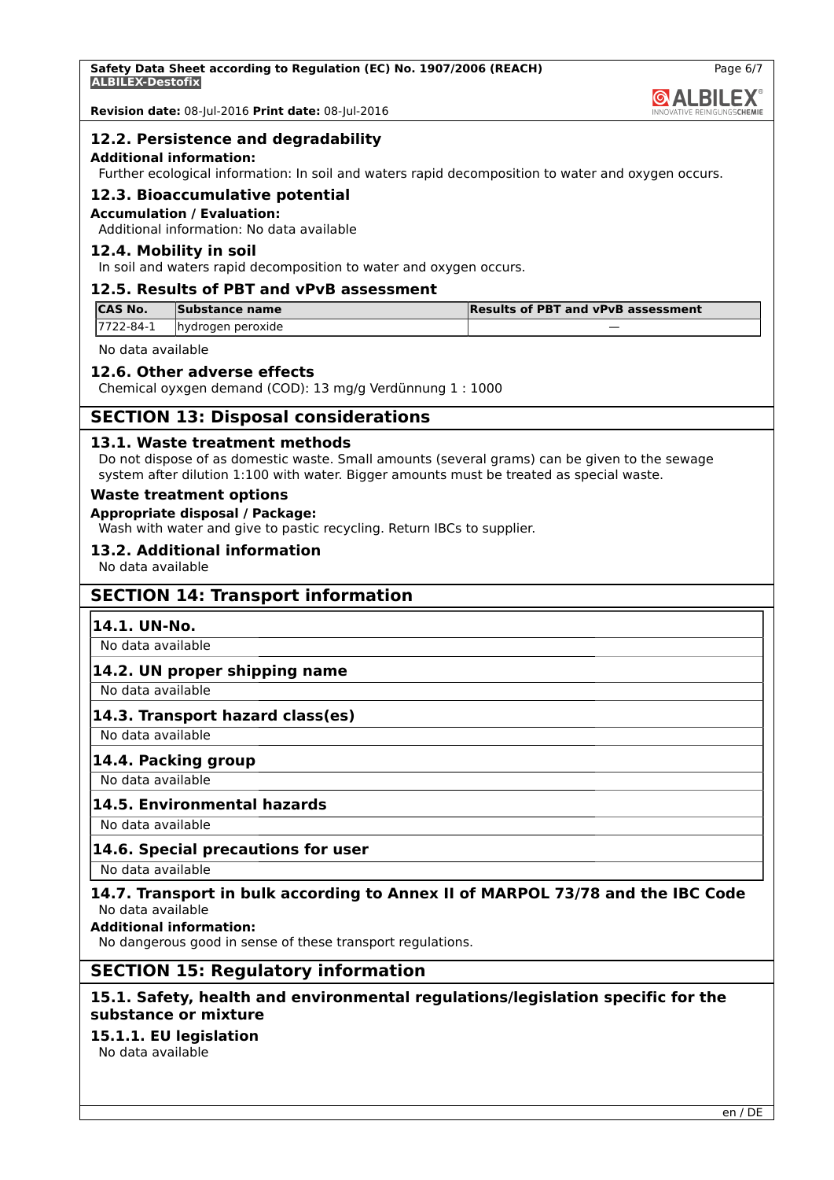## 12.2. Persistence and degradability

**Additional information:**

Further ecological information: In soil and waters rapid decomposition to water and oxygen occurs.

## 12.3. Bioaccumulative potential

**Accumulation / Evaluation:**

Additional information: No data available

## 12.4. Mobility in soil

In soil and waters rapid decomposition to water and oxygen occurs.

## 12.5. Results of PBT and vPvB assessment

| CAS No. | Substance name | Results of PBT and vPvB assessment |
|---|---|---|
| 7722-84-1 | hydrogen peroxide | — |

No data available

## 12.6. Other adverse effects

Chemical oyxgen demand (COD): 13 mg/g Verdünnung 1 : 1000

# SECTION 13: Disposal considerations

## 13.1. Waste treatment methods

Do not dispose of as domestic waste. Small amounts (several grams) can be given to the sewage system after dilution 1:100 with water. Bigger amounts must be treated as special waste.

### Waste treatment options

**Appropriate disposal / Package:**

Wash with water and give to pastic recycling. Return IBCs to supplier.

## 13.2. Additional information

No data available

# SECTION 14: Transport information

## 14.1. UN-No.

No data available

## 14.2. UN proper shipping name

No data available

## 14.3. Transport hazard class(es)

No data available

## 14.4. Packing group

No data available

## 14.5. Environmental hazards

No data available

## 14.6. Special precautions for user

No data available

## 14.7. Transport in bulk according to Annex II of MARPOL 73/78 and the IBC Code

No data available

**Additional information:**

No dangerous good in sense of these transport regulations.

# SECTION 15: Regulatory information

## 15.1. Safety, health and environmental regulations/legislation specific for the substance or mixture

### 15.1.1. EU legislation

No data available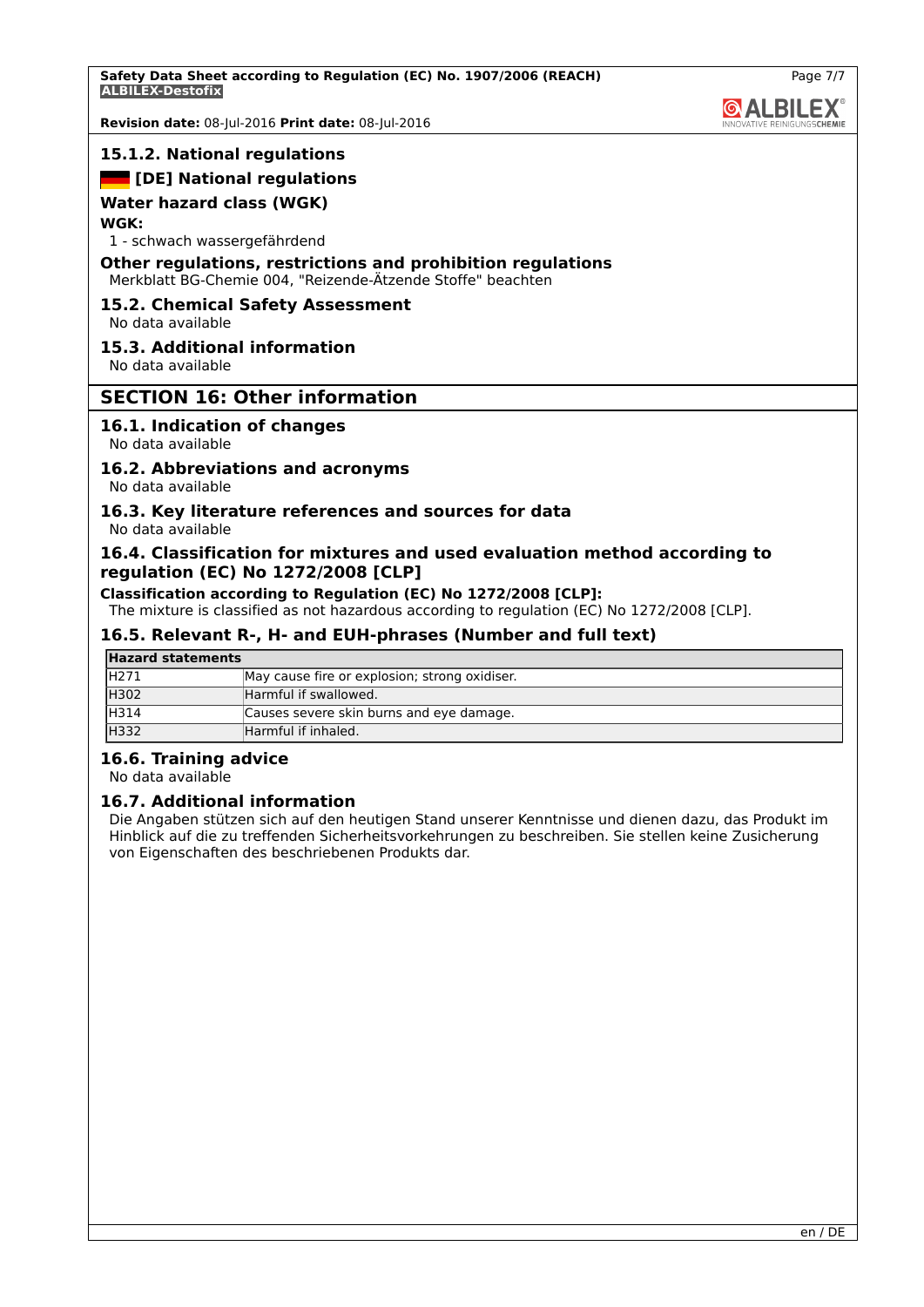### 15.1.2. National regulations

### [DE] National regulations

**Water hazard class (WGK)**

**WGK:**

1 - schwach wassergefährdend

**Other regulations, restrictions and prohibition regulations**

Merkblatt BG-Chemie 004, "Reizende-Ätzende Stoffe" beachten

### 15.2. Chemical Safety Assessment

No data available

### 15.3. Additional information

No data available

## SECTION 16: Other information

### 16.1. Indication of changes

No data available

### 16.2. Abbreviations and acronyms

No data available

### 16.3. Key literature references and sources for data

No data available

### 16.4. Classification for mixtures and used evaluation method according to regulation (EC) No 1272/2008 [CLP]

**Classification according to Regulation (EC) No 1272/2008 [CLP]:**

The mixture is classified as not hazardous according to regulation (EC) No 1272/2008 [CLP].

### 16.5. Relevant R-, H- and EUH-phrases (Number and full text)

| Hazard statements | |
|---|---|
| H271 | May cause fire or explosion; strong oxidiser. |
| H302 | Harmful if swallowed. |
| H314 | Causes severe skin burns and eye damage. |
| H332 | Harmful if inhaled. |

### 16.6. Training advice

No data available

### 16.7. Additional information

Die Angaben stützen sich auf den heutigen Stand unserer Kenntnisse und dienen dazu, das Produkt im Hinblick auf die zu treffenden Sicherheitsvorkehrungen zu beschreiben. Sie stellen keine Zusicherung von Eigenschaften des beschriebenen Produkts dar.